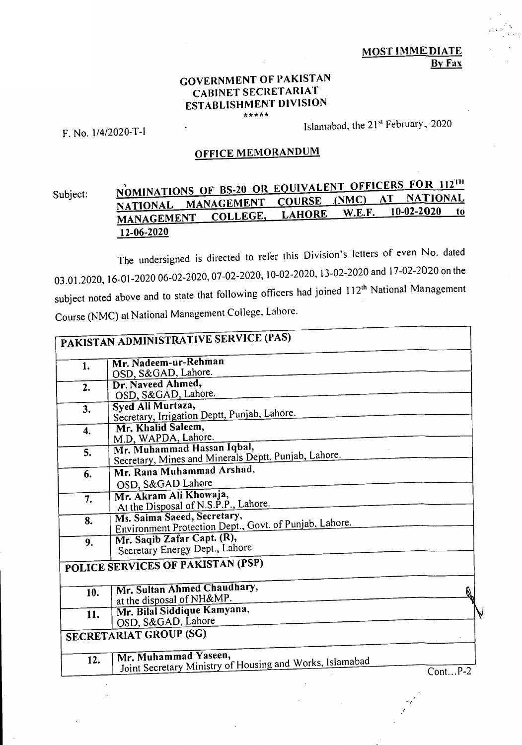**MOST IMMEDIATE**
**By Fax**

**GOVERNMENT OF PAKISTAN**
**CABINET SECRETARIAT**
**ESTABLISHMENT DIVISION**

\*\*\*\*\*

F. No. 1/4/2020-T-I

Islamabad, the 21st February, 2020

## OFFICE MEMORANDUM

Subject: **NOMINATIONS OF BS-20 OR EQUIVALENT OFFICERS FOR 112TH NATIONAL MANAGEMENT COURSE (NMC) AT NATIONAL MANAGEMENT COLLEGE, LAHORE W.E.F. 10-02-2020 to 12-06-2020**

The undersigned is directed to refer this Division's letters of even No. dated 03.01.2020, 16-01-2020 06-02-2020, 07-02-2020, 10-02-2020, 13-02-2020 and 17-02-2020 on the subject noted above and to state that following officers had joined 112th National Management Course (NMC) at National Management College, Lahore.

| **PAKISTAN ADMINISTRATIVE SERVICE (PAS)** | |
|---|---|
| **1.** | **Mr. Nadeem-ur-Rehman** OSD, S&GAD, Lahore. |
| **2.** | **Dr. Naveed Ahmed,** OSD, S&GAD, Lahore. |
| **3.** | **Syed Ali Murtaza,** Secretary, Irrigation Deptt, Punjab, Lahore. |
| **4.** | **Mr. Khalid Saleem,** M.D, WAPDA, Lahore. |
| **5.** | **Mr. Muhammad Hassan Iqbal,** Secretary, Mines and Minerals Deptt, Punjab, Lahore. |
| **6.** | **Mr. Rana Muhammad Arshad,** OSD, S&GAD Lahore |
| **7.** | **Mr. Akram Ali Khowaja,** At the Disposal of N.S.P.P., Lahore. |
| **8.** | **Ms. Saima Saeed, Secretary,** Environment Protection Dept., Govt. of Punjab, Lahore. |
| **9.** | **Mr. Saqib Zafar Capt. (R),** Secretary Energy Dept., Lahore |
| **POLICE SERVICES OF PAKISTAN (PSP)** | |
| **10.** | **Mr. Sultan Ahmed Chaudhary,** at the disposal of NH&MP. |
| **11.** | **Mr. Bilal Siddique Kamyana,** OSD, S&GAD, Lahore |
| **SECRETARIAT GROUP (SG)** | |
| **12.** | **Mr. Muhammad Yaseen,** Joint Secretary Ministry of Housing and Works, Islamabad |

Cont…P-2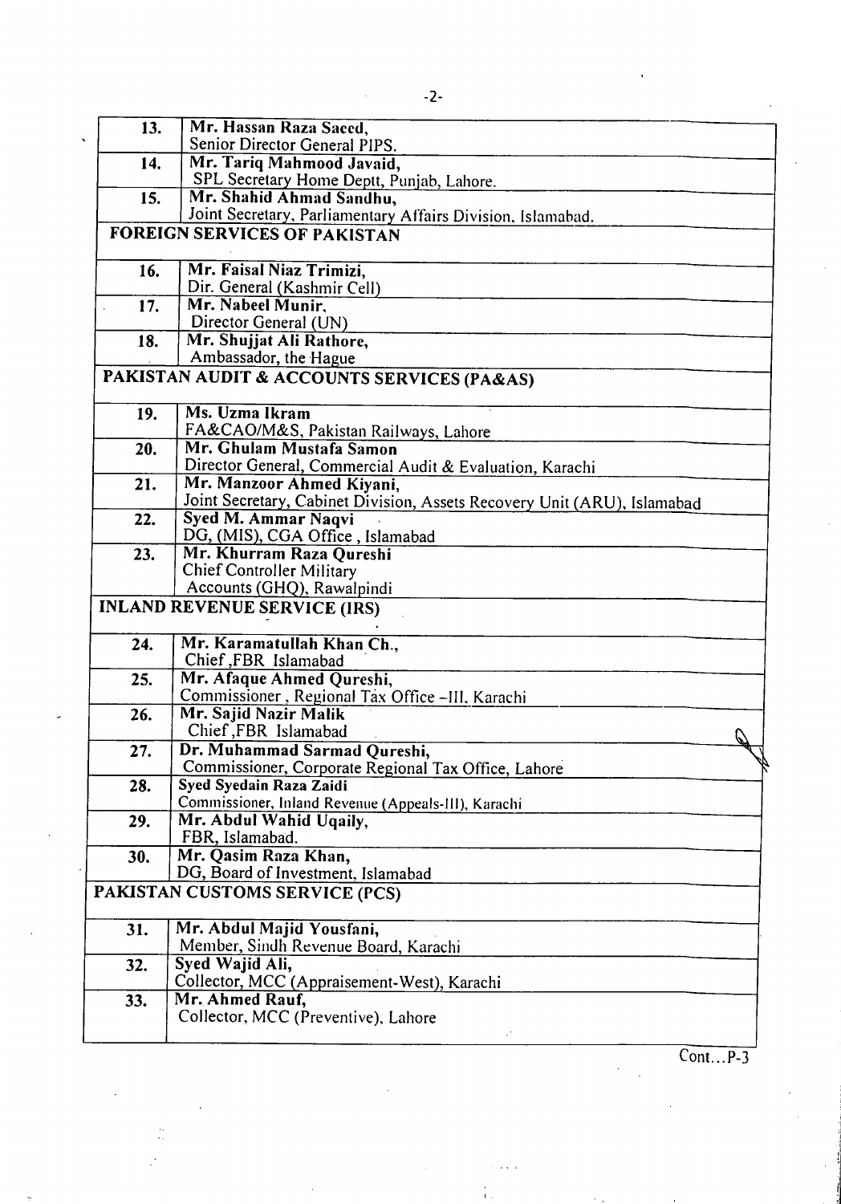| | |
|---|---|
| 13. | **Mr. Hassan Raza Saeed,**<br>Senior Director General PIPS. |
| 14. | **Mr. Tariq Mahmood Javaid,**<br>SPL Secretary Home Deptt, Punjab, Lahore. |
| 15. | **Mr. Shahid Ahmad Sandhu,**<br>Joint Secretary, Parliamentary Affairs Division, Islamabad. |
| **FOREIGN SERVICES OF PAKISTAN** | |
| 16. | **Mr. Faisal Niaz Trimizi,**<br>Dir. General (Kashmir Cell) |
| 17. | **Mr. Nabeel Munir,**<br>Director General (UN) |
| 18. | **Mr. Shujjat Ali Rathore,**<br>Ambassador, the Hague |
| **PAKISTAN AUDIT & ACCOUNTS SERVICES (PA&AS)** | |
| 19. | **Ms. Uzma Ikram**<br>FA&CAO/M&S, Pakistan Railways, Lahore |
| 20. | **Mr. Ghulam Mustafa Samon**<br>Director General, Commercial Audit & Evaluation, Karachi |
| 21. | **Mr. Manzoor Ahmed Kiyani,**<br>Joint Secretary, Cabinet Division, Assets Recovery Unit (ARU), Islamabad |
| 22. | **Syed M. Ammar Naqvi**<br>DG, (MIS), CGA Office, Islamabad |
| 23. | **Mr. Khurram Raza Qureshi**<br>Chief Controller Military<br>Accounts (GHQ), Rawalpindi |
| **INLAND REVENUE SERVICE (IRS)** | |
| 24. | **Mr. Karamatullah Khan Ch.,**<br>Chief ,FBR Islamabad |
| 25. | **Mr. Afaque Ahmed Qureshi,**<br>Commissioner , Regional Tax Office –III, Karachi |
| 26. | **Mr. Sajid Nazir Malik**<br>Chief ,FBR Islamabad |
| 27. | **Dr. Muhammad Sarmad Qureshi,**<br>Commissioner, Corporate Regional Tax Office, Lahore |
| 28. | **Syed Syedain Raza Zaidi**<br>Commissioner, Inland Revenue (Appeals-III), Karachi |
| 29. | **Mr. Abdul Wahid Uqaily,**<br>FBR, Islamabad. |
| 30. | **Mr. Qasim Raza Khan,**<br>DG, Board of Investment, Islamabad |
| **PAKISTAN CUSTOMS SERVICE (PCS)** | |
| 31. | **Mr. Abdul Majid Yousfani,**<br>Member, Sindh Revenue Board, Karachi |
| 32. | **Syed Wajid Ali,**<br>Collector, MCC (Appraisement-West), Karachi |
| 33. | **Mr. Ahmed Rauf,**<br>Collector, MCC (Preventive), Lahore |

Cont…P-3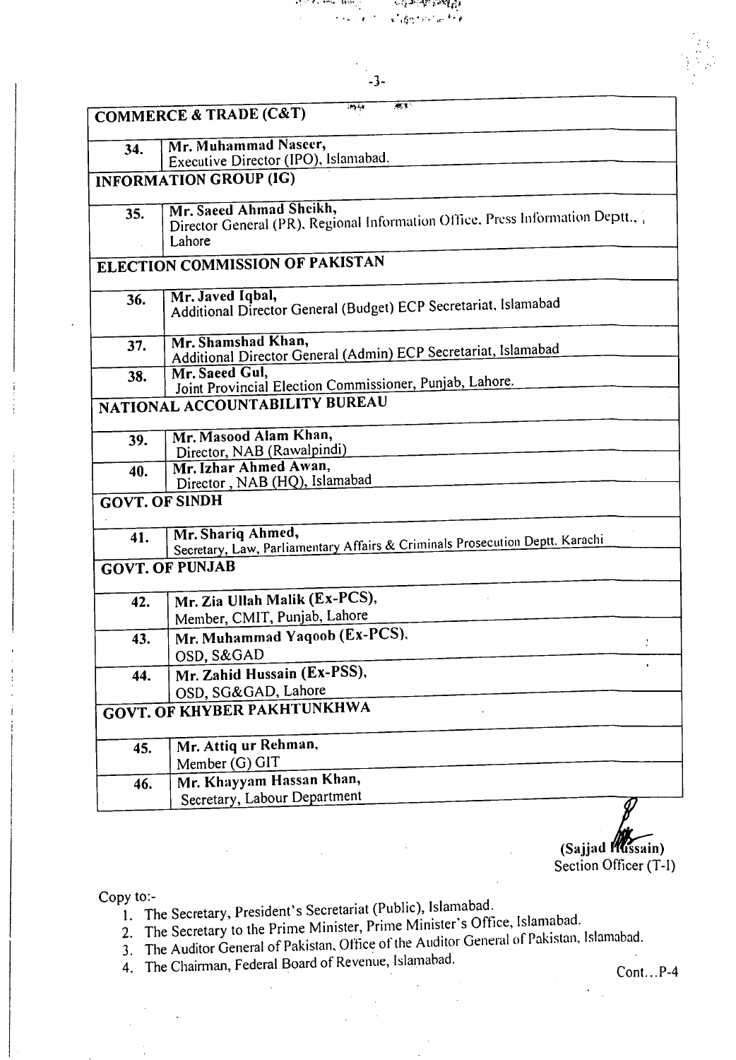| COMMERCE & TRADE (C&T) | |
|---|---|
| 34. | **Mr. Muhammad Naseer,** Executive Director (IPO), Islamabad. |
| **INFORMATION GROUP (IG)** | |
| 35. | **Mr. Saeed Ahmad Sheikh,** Director General (PR), Regional Information Office, Press Information Deptt., Lahore |
| **ELECTION COMMISSION OF PAKISTAN** | |
| 36. | **Mr. Javed Iqbal,** Additional Director General (Budget) ECP Secretariat, Islamabad |
| 37. | **Mr. Shamshad Khan,** Additional Director General (Admin) ECP Secretariat, Islamabad |
| 38. | **Mr. Saeed Gul,** Joint Provincial Election Commissioner, Punjab, Lahore. |
| **NATIONAL ACCOUNTABILITY BUREAU** | |
| 39. | **Mr. Masood Alam Khan,** Director, NAB (Rawalpindi) |
| 40. | **Mr. Izhar Ahmed Awan,** Director , NAB (HQ), Islamabad |
| **GOVT. OF SINDH** | |
| 41. | **Mr. Shariq Ahmed,** Secretary, Law, Parliamentary Affairs & Criminals Prosecution Deptt. Karachi |
| **GOVT. OF PUNJAB** | |
| 42. | **Mr. Zia Ullah Malik (Ex-PCS),** Member, CMIT, Punjab, Lahore |
| 43. | **Mr. Muhammad Yaqoob (Ex-PCS),** OSD, S&GAD |
| 44. | **Mr. Zahid Hussain (Ex-PSS),** OSD, SG&GAD, Lahore |
| **GOVT. OF KHYBER PAKHTUNKHWA** | |
| 45. | **Mr. Attiq ur Rehman,** Member (G) GIT |
| 46. | **Mr. Khayyam Hassan Khan,** Secretary, Labour Department |

**(Sajjad Hussain)**
Section Officer (T-I)

Copy to:-

1. The Secretary, President's Secretariat (Public), Islamabad.
2. The Secretary to the Prime Minister, Prime Minister's Office, Islamabad.
3. The Auditor General of Pakistan, Office of the Auditor General of Pakistan, Islamabad.
4. The Chairman, Federal Board of Revenue, Islamabad.

Cont…P-4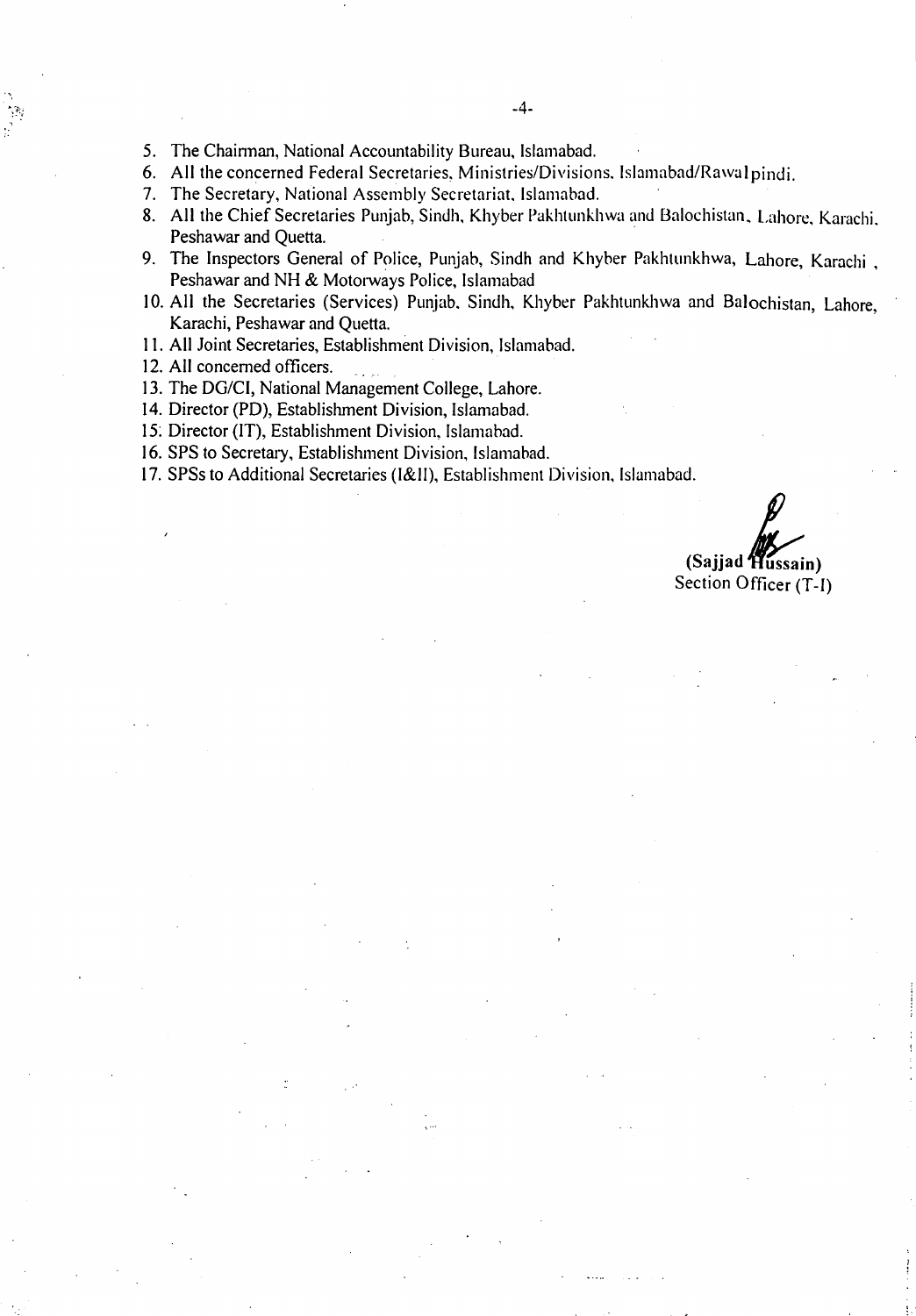5. The Chairman, National Accountability Bureau, Islamabad.
6. All the concerned Federal Secretaries, Ministries/Divisions, Islamabad/Rawalpindi.
7. The Secretary, National Assembly Secretariat, Islamabad.
8. All the Chief Secretaries Punjab, Sindh, Khyber Pakhtunkhwa and Balochistan, Lahore, Karachi, Peshawar and Quetta.
9. The Inspectors General of Police, Punjab, Sindh and Khyber Pakhtunkhwa, Lahore, Karachi, Peshawar and NH & Motorways Police, Islamabad
10. All the Secretaries (Services) Punjab, Sindh, Khyber Pakhtunkhwa and Balochistan, Lahore, Karachi, Peshawar and Quetta.
11. All Joint Secretaries, Establishment Division, Islamabad.
12. All concerned officers.
13. The DG/CI, National Management College, Lahore.
14. Director (PD), Establishment Division, Islamabad.
15. Director (IT), Establishment Division, Islamabad.
16. SPS to Secretary, Establishment Division, Islamabad.
17. SPSs to Additional Secretaries (I&II), Establishment Division, Islamabad.

**(Sajjad Hussain)**
Section Officer (T-I)